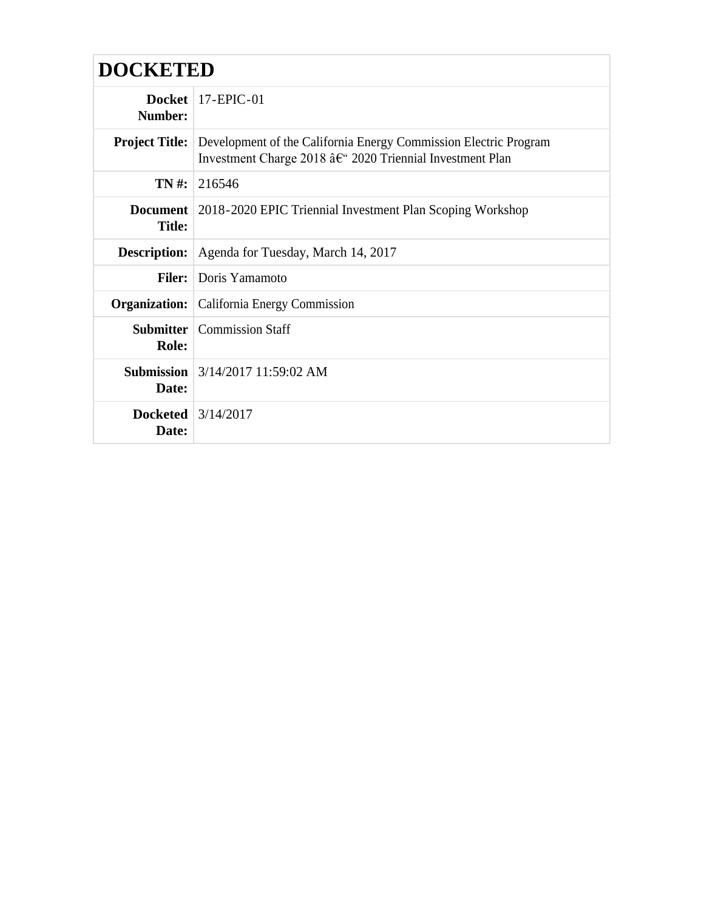# DOCKETED

| | |
|---|---|
| **Docket Number:** | 17-EPIC-01 |
| **Project Title:** | Development of the California Energy Commission Electric Program Investment Charge 2018 â€“ 2020 Triennial Investment Plan |
| **TN #:** | 216546 |
| **Document Title:** | 2018-2020 EPIC Triennial Investment Plan Scoping Workshop |
| **Description:** | Agenda for Tuesday, March 14, 2017 |
| **Filer:** | Doris Yamamoto |
| **Organization:** | California Energy Commission |
| **Submitter Role:** | Commission Staff |
| **Submission Date:** | 3/14/2017 11:59:02 AM |
| **Docketed Date:** | 3/14/2017 |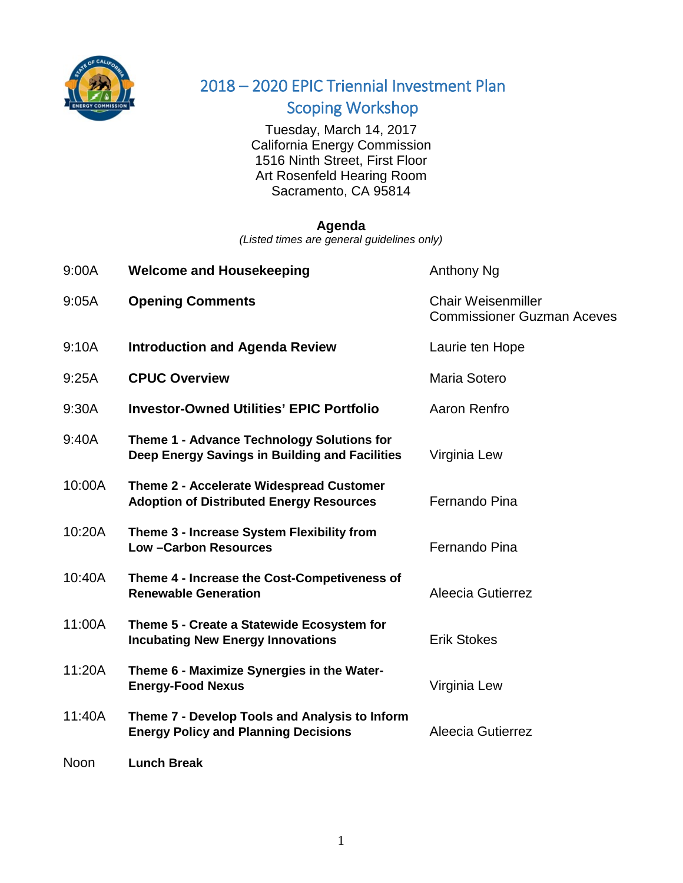# 2018 – 2020 EPIC Triennial Investment Plan
## Scoping Workshop

Tuesday, March 14, 2017
California Energy Commission
1516 Ninth Street, First Floor
Art Rosenfeld Hearing Room
Sacramento, CA 95814

**Agenda**

*(Listed times are general guidelines only)*

| | | |
|---|---|---|
| 9:00A | **Welcome and Housekeeping** | Anthony Ng |
| 9:05A | **Opening Comments** | Chair Weisenmiller<br>Commissioner Guzman Aceves |
| 9:10A | **Introduction and Agenda Review** | Laurie ten Hope |
| 9:25A | **CPUC Overview** | Maria Sotero |
| 9:30A | **Investor-Owned Utilities' EPIC Portfolio** | Aaron Renfro |
| 9:40A | **Theme 1 - Advance Technology Solutions for Deep Energy Savings in Building and Facilities** | Virginia Lew |
| 10:00A | **Theme 2 - Accelerate Widespread Customer Adoption of Distributed Energy Resources** | Fernando Pina |
| 10:20A | **Theme 3 - Increase System Flexibility from Low –Carbon Resources** | Fernando Pina |
| 10:40A | **Theme 4 - Increase the Cost-Competiveness of Renewable Generation** | Aleecia Gutierrez |
| 11:00A | **Theme 5 - Create a Statewide Ecosystem for Incubating New Energy Innovations** | Erik Stokes |
| 11:20A | **Theme 6 - Maximize Synergies in the Water-Energy-Food Nexus** | Virginia Lew |
| 11:40A | **Theme 7 - Develop Tools and Analysis to Inform Energy Policy and Planning Decisions** | Aleecia Gutierrez |
| Noon | **Lunch Break** | |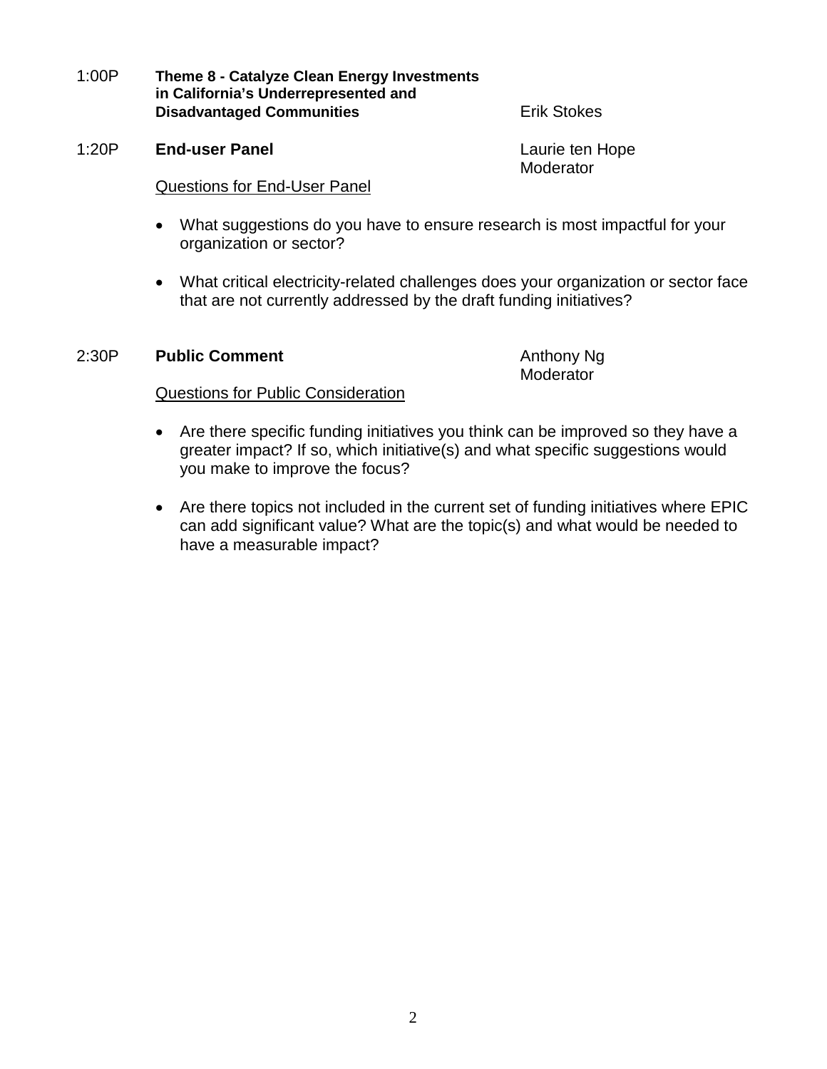1:00P **Theme 8 - Catalyze Clean Energy Investments in California's Underrepresented and Disadvantaged Communities** Erik Stokes

1:20P **End-user Panel** Laurie ten Hope, Moderator

Questions for End-User Panel

- What suggestions do you have to ensure research is most impactful for your organization or sector?
- What critical electricity-related challenges does your organization or sector face that are not currently addressed by the draft funding initiatives?

2:30P **Public Comment** Anthony Ng, Moderator

Questions for Public Consideration

- Are there specific funding initiatives you think can be improved so they have a greater impact? If so, which initiative(s) and what specific suggestions would you make to improve the focus?
- Are there topics not included in the current set of funding initiatives where EPIC can add significant value? What are the topic(s) and what would be needed to have a measurable impact?